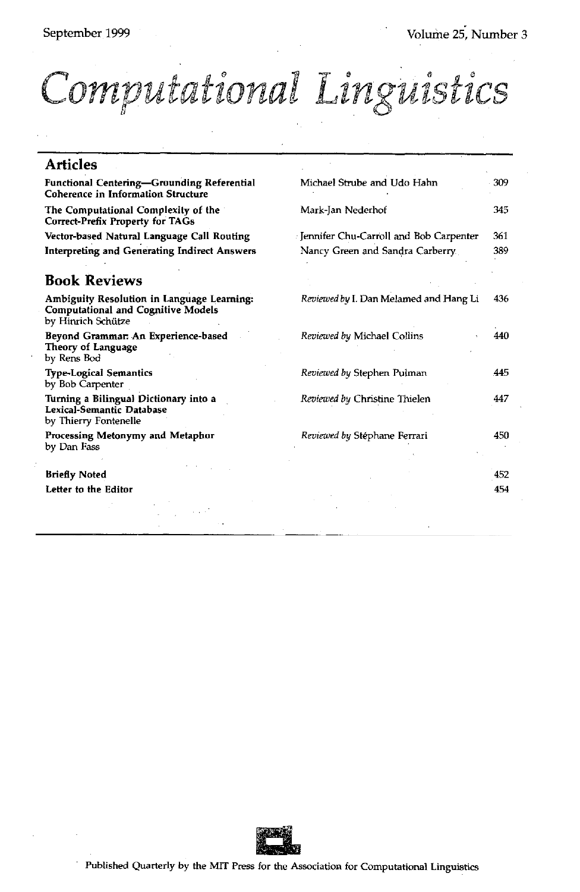September 1999 Volume 25, Number 3

# Computational Linguistics

## Articles

| | | |
|---|---|---|
| **Functional Centering—Grounding Referential Coherence in Information Structure** | Michael Strube and Udo Hahn | 309 |
| **The Computational Complexity of the Correct-Prefix Property for TAGs** | Mark-Jan Nederhof | 345 |
| **Vector-based Natural Language Call Routing** | Jennifer Chu-Carroll and Bob Carpenter | 361 |
| **Interpreting and Generating Indirect Answers** | Nancy Green and Sandra Carberry | 389 |

## Book Reviews

| | | |
|---|---|---|
| **Ambiguity Resolution in Language Learning: Computational and Cognitive Models** by Hinrich Schütze | *Reviewed by* I. Dan Melamed and Hang Li | 436 |
| **Beyond Grammar: An Experience-based Theory of Language** by Rens Bod | *Reviewed by* Michael Collins | 440 |
| **Type-Logical Semantics** by Bob Carpenter | *Reviewed by* Stephen Pulman | 445 |
| **Turning a Bilingual Dictionary into a Lexical-Semantic Database** by Thierry Fontenelle | *Reviewed by* Christine Thielen | 447 |
| **Processing Metonymy and Metaphor** by Dan Fass | *Reviewed by* Stéphane Ferrari | 450 |

**Briefly Noted** 452

**Letter to the Editor** 454

Published Quarterly by the MIT Press for the Association for Computational Linguistics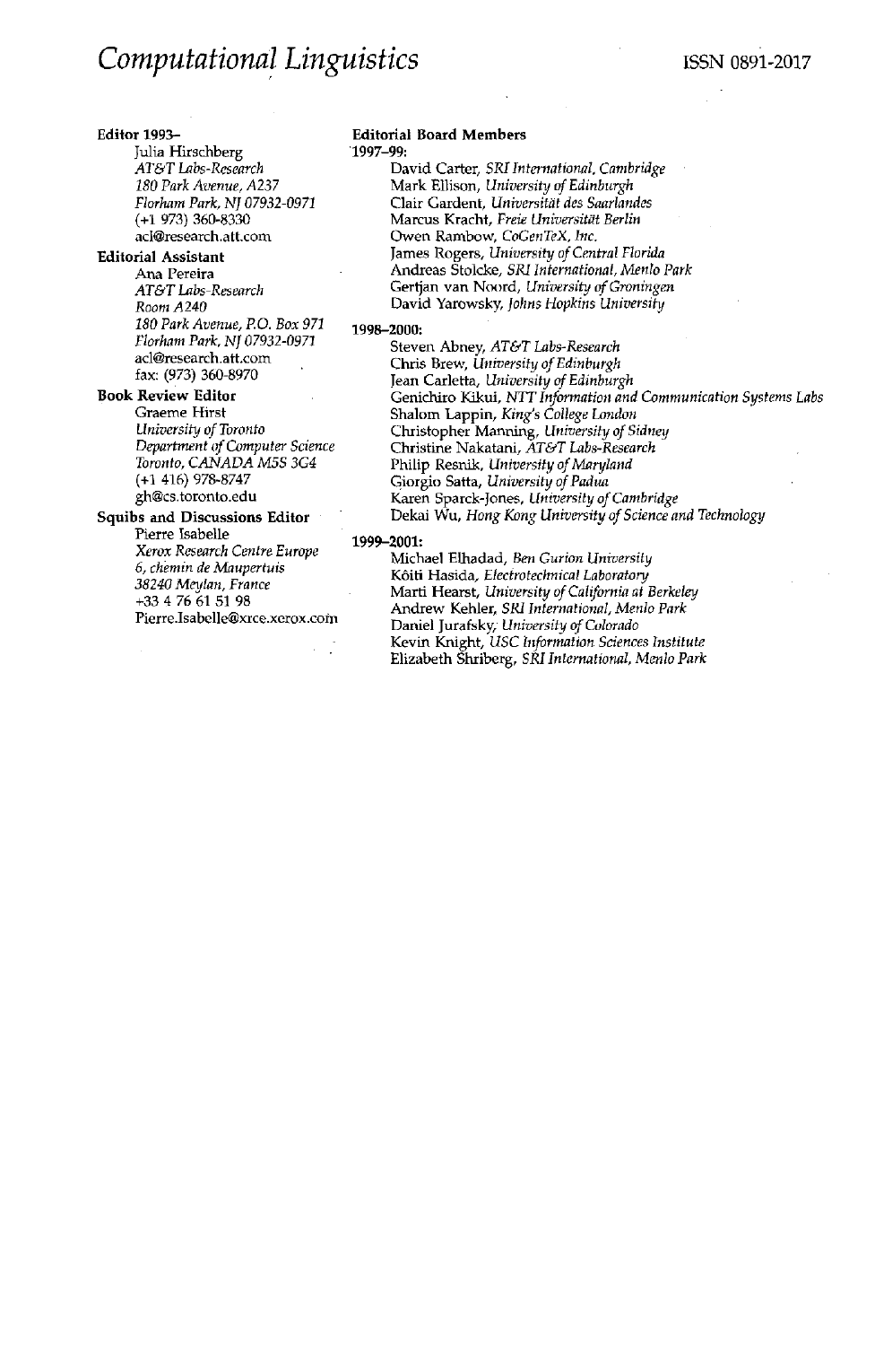# *Computational Linguistics*

ISSN 0891-2017

**Editor 1993–**

Julia Hirschberg
*AT&T Labs-Research*
*180 Park Avenue, A237*
*Florham Park, NJ 07932-0971*
(+1 973) 360-8330
acl@research.att.com

**Editorial Assistant**

Ana Pereira
*AT&T Labs-Research*
*Room A240*
*180 Park Avenue, P.O. Box 971*
*Florham Park, NJ 07932-0971*
acl@research.att.com
fax: (973) 360-8970

**Book Review Editor**

Graeme Hirst
*University of Toronto*
*Department of Computer Science*
*Toronto, CANADA M5S 3G4*
(+1 416) 978-8747
gh@cs.toronto.edu

**Squibs and Discussions Editor**

Pierre Isabelle
*Xerox Research Centre Europe*
*6, chemin de Maupertuis*
*38240 Meylan, France*
+33 4 76 61 51 98
Pierre.Isabelle@xrce.xerox.com

**Editorial Board Members**

**1997–99:**

David Carter, *SRI International, Cambridge*
Mark Ellison, *University of Edinburgh*
Clair Gardent, *Universität des Saarlandes*
Marcus Kracht, *Freie Universität Berlin*
Owen Rambow, *CoGenTeX, Inc.*
James Rogers, *University of Central Florida*
Andreas Stolcke, *SRI International, Menlo Park*
Gertjan van Noord, *University of Groningen*
David Yarowsky, *Johns Hopkins University*

**1998–2000:**

Steven Abney, *AT&T Labs-Research*
Chris Brew, *University of Edinburgh*
Jean Carletta, *University of Edinburgh*
Genichiro Kikui, *NTT Information and Communication Systems Labs*
Shalom Lappin, *King's College London*
Christopher Manning, *University of Sidney*
Christine Nakatani, *AT&T Labs-Research*
Philip Resnik, *University of Maryland*
Giorgio Satta, *University of Padua*
Karen Sparck-Jones, *University of Cambridge*
Dekai Wu, *Hong Kong University of Science and Technology*

**1999–2001:**

Michael Elhadad, *Ben Gurion University*
Kôiti Hasida, *Electrotechnical Laboratory*
Marti Hearst, *University of California at Berkeley*
Andrew Kehler, *SRI International, Menlo Park*
Daniel Jurafsky, *University of Colorado*
Kevin Knight, *USC Information Sciences Institute*
Elizabeth Shriberg, *SRI International, Menlo Park*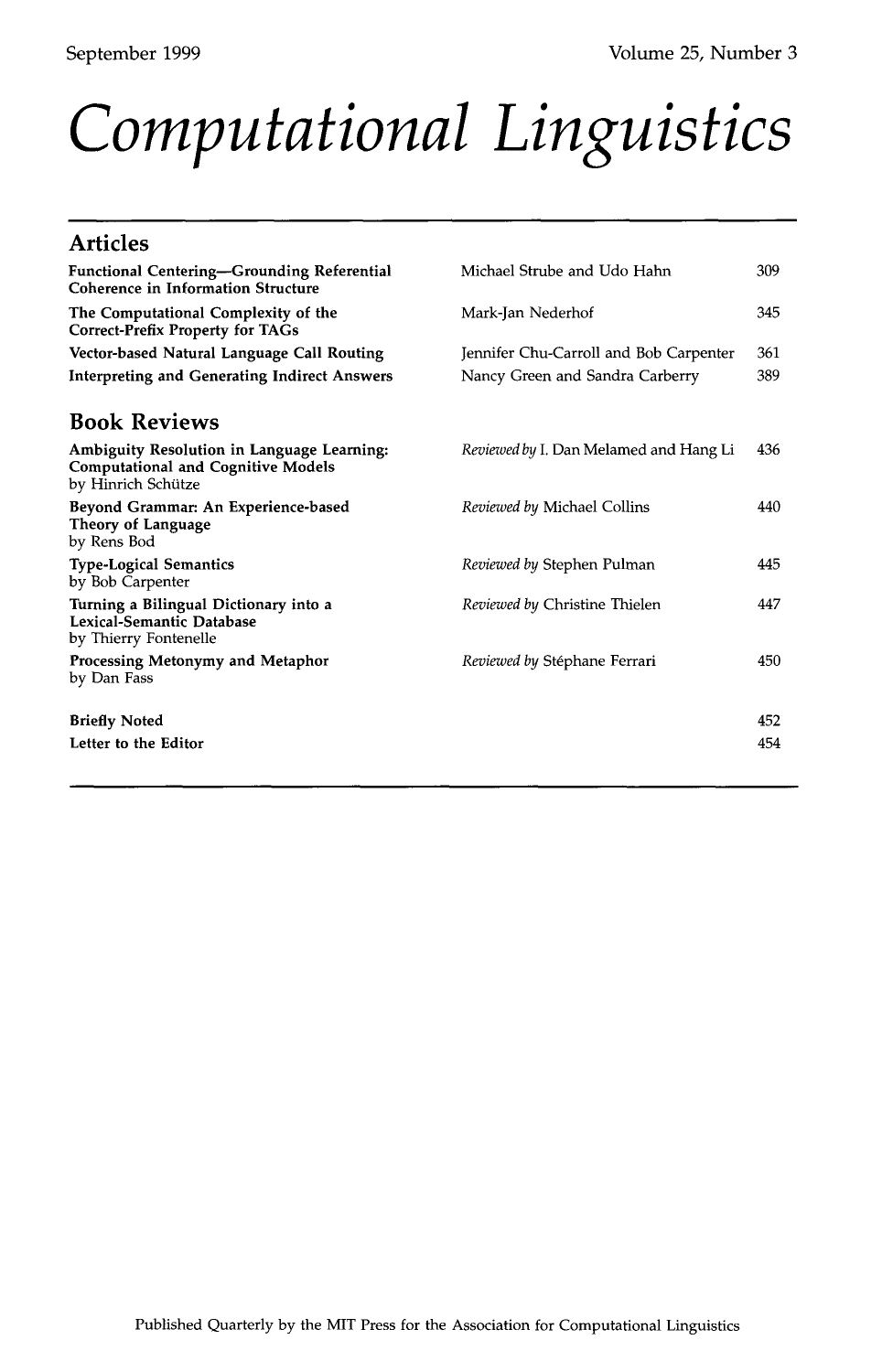September 1999 Volume 25, Number 3

# *Computational Linguistics*

## Articles

| | | |
|---|---|---|
| **Functional Centering—Grounding Referential Coherence in Information Structure** | Michael Strube and Udo Hahn | 309 |
| **The Computational Complexity of the Correct-Prefix Property for TAGs** | Mark-Jan Nederhof | 345 |
| **Vector-based Natural Language Call Routing** | Jennifer Chu-Carroll and Bob Carpenter | 361 |
| **Interpreting and Generating Indirect Answers** | Nancy Green and Sandra Carberry | 389 |

## Book Reviews

| | | |
|---|---|---|
| **Ambiguity Resolution in Language Learning: Computational and Cognitive Models** by Hinrich Schütze | *Reviewed by* I. Dan Melamed and Hang Li | 436 |
| **Beyond Grammar: An Experience-based Theory of Language** by Rens Bod | *Reviewed by* Michael Collins | 440 |
| **Type-Logical Semantics** by Bob Carpenter | *Reviewed by* Stephen Pulman | 445 |
| **Turning a Bilingual Dictionary into a Lexical-Semantic Database** by Thierry Fontenelle | *Reviewed by* Christine Thielen | 447 |
| **Processing Metonymy and Metaphor** by Dan Fass | *Reviewed by* Stéphane Ferrari | 450 |

| | |
|---|---|
| **Briefly Noted** | 452 |
| **Letter to the Editor** | 454 |

Published Quarterly by the MIT Press for the Association for Computational Linguistics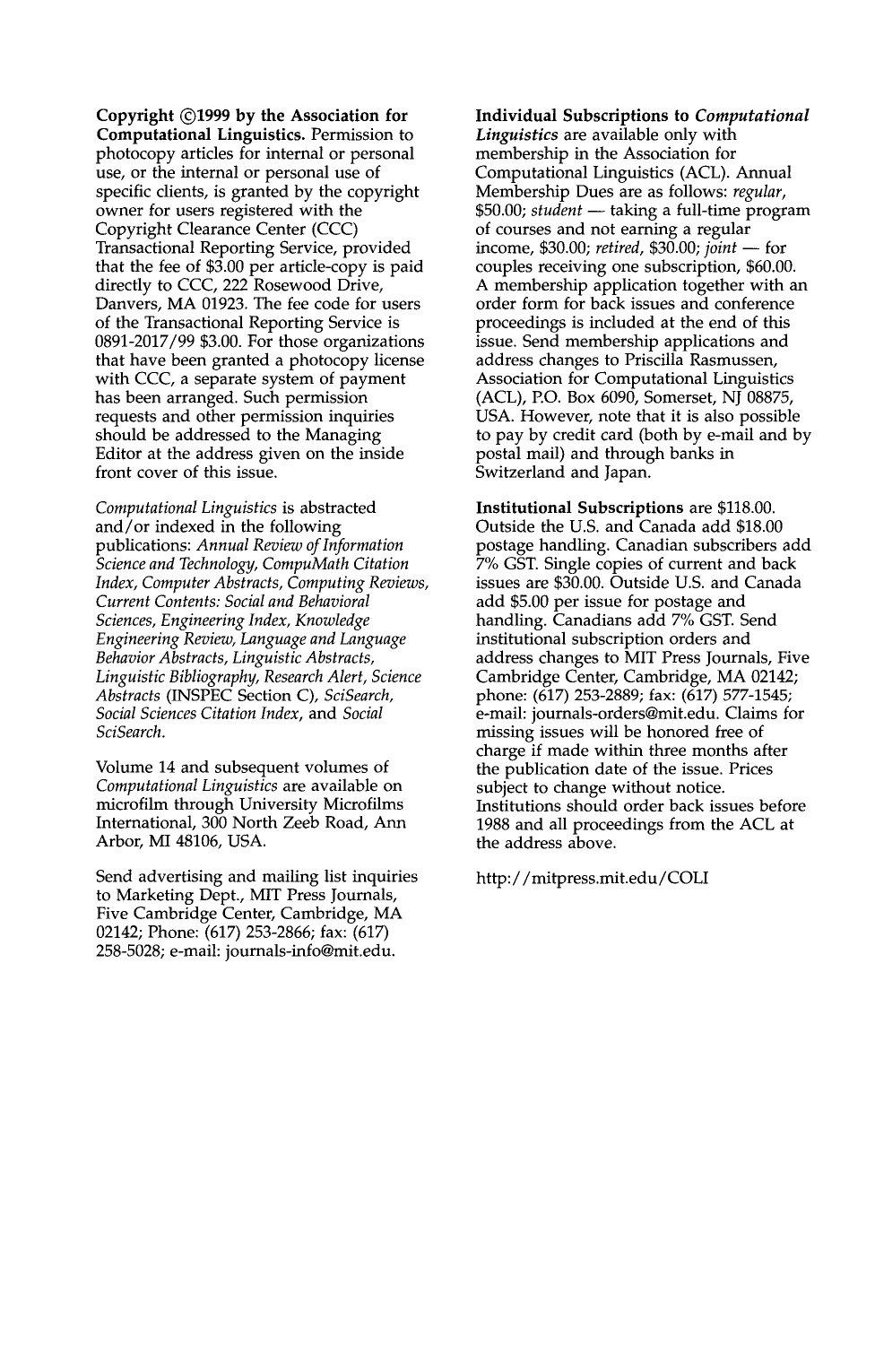**Copyright ©1999 by the Association for Computational Linguistics.** Permission to photocopy articles for internal or personal use, or the internal or personal use of specific clients, is granted by the copyright owner for users registered with the Copyright Clearance Center (CCC) Transactional Reporting Service, provided that the fee of $3.00 per article-copy is paid directly to CCC, 222 Rosewood Drive, Danvers, MA 01923. The fee code for users of the Transactional Reporting Service is 0891-2017/99 $3.00. For those organizations that have been granted a photocopy license with CCC, a separate system of payment has been arranged. Such permission requests and other permission inquiries should be addressed to the Managing Editor at the address given on the inside front cover of this issue.

*Computational Linguistics* is abstracted and/or indexed in the following publications: *Annual Review of Information Science and Technology, CompuMath Citation Index, Computer Abstracts, Computing Reviews, Current Contents: Social and Behavioral Sciences, Engineering Index, Knowledge Engineering Review, Language and Language Behavior Abstracts, Linguistic Abstracts, Linguistic Bibliography, Research Alert, Science Abstracts* (INSPEC Section C), *SciSearch, Social Sciences Citation Index*, and *Social SciSearch*.

Volume 14 and subsequent volumes of *Computational Linguistics* are available on microfilm through University Microfilms International, 300 North Zeeb Road, Ann Arbor, MI 48106, USA.

Send advertising and mailing list inquiries to Marketing Dept., MIT Press Journals, Five Cambridge Center, Cambridge, MA 02142; Phone: (617) 253-2866; fax: (617) 258-5028; e-mail: journals-info@mit.edu.

**Individual Subscriptions to *Computational Linguistics*** are available only with membership in the Association for Computational Linguistics (ACL). Annual Membership Dues are as follows: *regular*, $50.00; *student* — taking a full-time program of courses and not earning a regular income, $30.00; *retired*, $30.00; *joint* — for couples receiving one subscription, $60.00. A membership application together with an order form for back issues and conference proceedings is included at the end of this issue. Send membership applications and address changes to Priscilla Rasmussen, Association for Computational Linguistics (ACL), P.O. Box 6090, Somerset, NJ 08875, USA. However, note that it is also possible to pay by credit card (both by e-mail and by postal mail) and through banks in Switzerland and Japan.

**Institutional Subscriptions** are $118.00. Outside the U.S. and Canada add $18.00 postage handling. Canadian subscribers add 7% GST. Single copies of current and back issues are $30.00. Outside U.S. and Canada add $5.00 per issue for postage and handling. Canadians add 7% GST. Send institutional subscription orders and address changes to MIT Press Journals, Five Cambridge Center, Cambridge, MA 02142; phone: (617) 253-2889; fax: (617) 577-1545; e-mail: journals-orders@mit.edu. Claims for missing issues will be honored free of charge if made within three months after the publication date of the issue. Prices subject to change without notice. Institutions should order back issues before 1988 and all proceedings from the ACL at the address above.

http://mitpress.mit.edu/COLI